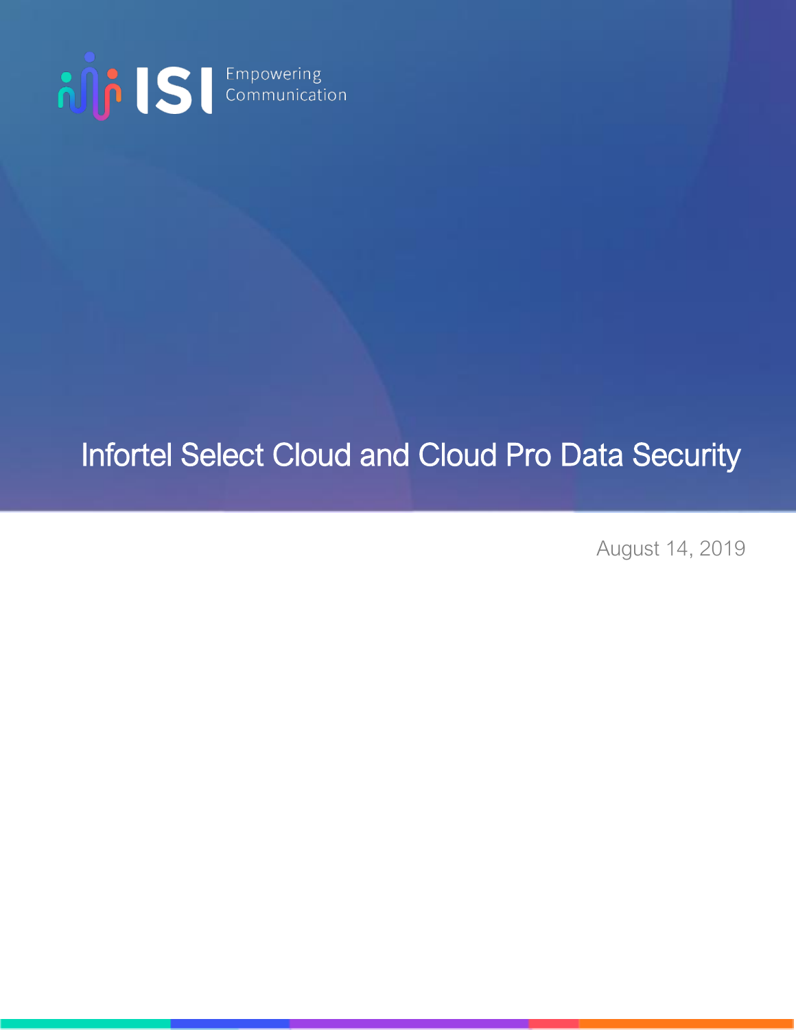ISI Empowering Communication

# Infortel Select Cloud and Cloud Pro Data Security

August 14, 2019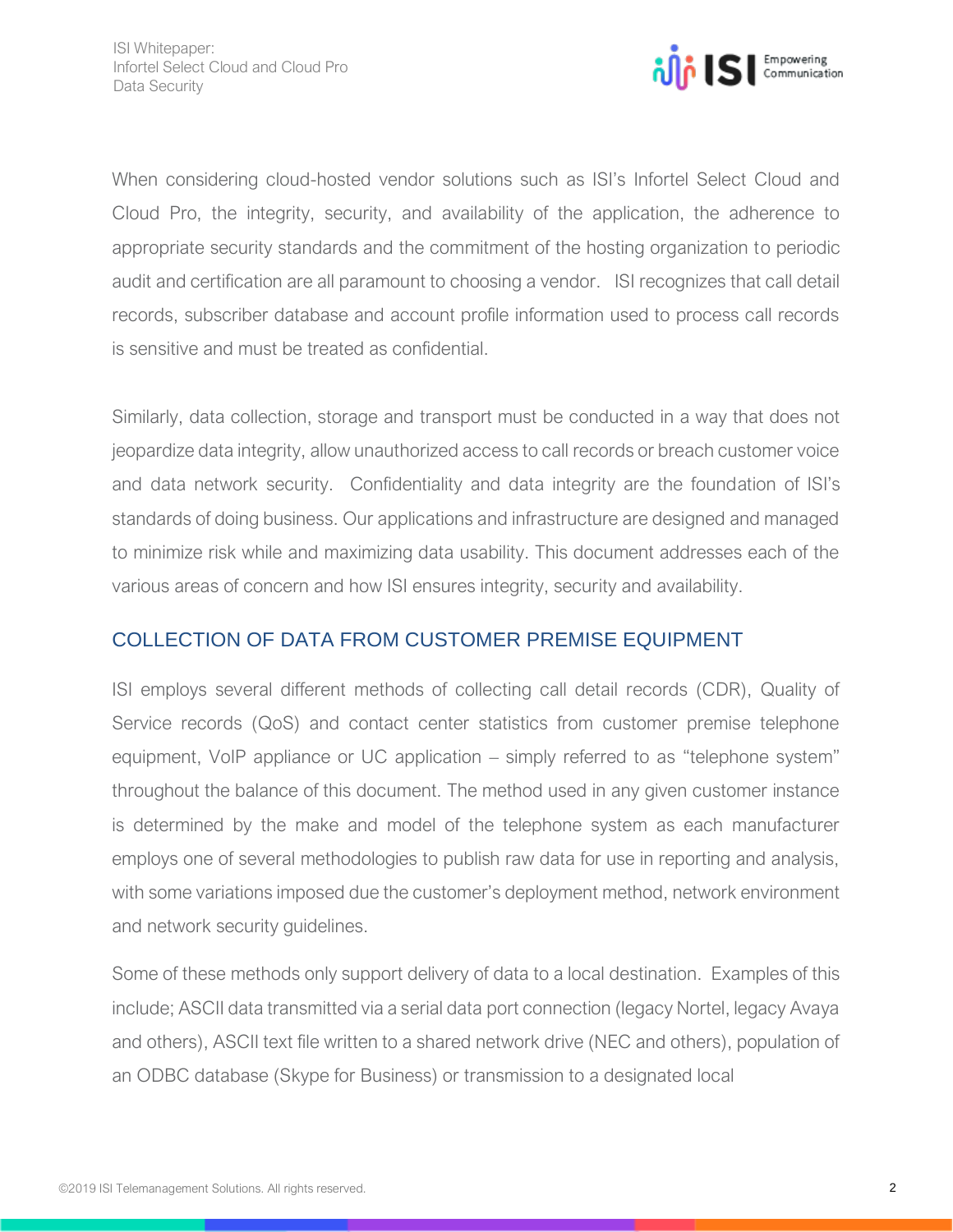When considering cloud-hosted vendor solutions such as ISI's Infortel Select Cloud and Cloud Pro, the integrity, security, and availability of the application, the adherence to appropriate security standards and the commitment of the hosting organization to periodic audit and certification are all paramount to choosing a vendor. ISI recognizes that call detail records, subscriber database and account profile information used to process call records is sensitive and must be treated as confidential.

Similarly, data collection, storage and transport must be conducted in a way that does not jeopardize data integrity, allow unauthorized access to call records or breach customer voice and data network security. Confidentiality and data integrity are the foundation of ISI's standards of doing business. Our applications and infrastructure are designed and managed to minimize risk while and maximizing data usability. This document addresses each of the various areas of concern and how ISI ensures integrity, security and availability.

## COLLECTION OF DATA FROM CUSTOMER PREMISE EQUIPMENT

ISI employs several different methods of collecting call detail records (CDR), Quality of Service records (QoS) and contact center statistics from customer premise telephone equipment, VoIP appliance or UC application – simply referred to as "telephone system" throughout the balance of this document. The method used in any given customer instance is determined by the make and model of the telephone system as each manufacturer employs one of several methodologies to publish raw data for use in reporting and analysis, with some variations imposed due the customer's deployment method, network environment and network security guidelines.

Some of these methods only support delivery of data to a local destination. Examples of this include; ASCII data transmitted via a serial data port connection (legacy Nortel, legacy Avaya and others), ASCII text file written to a shared network drive (NEC and others), population of an ODBC database (Skype for Business) or transmission to a designated local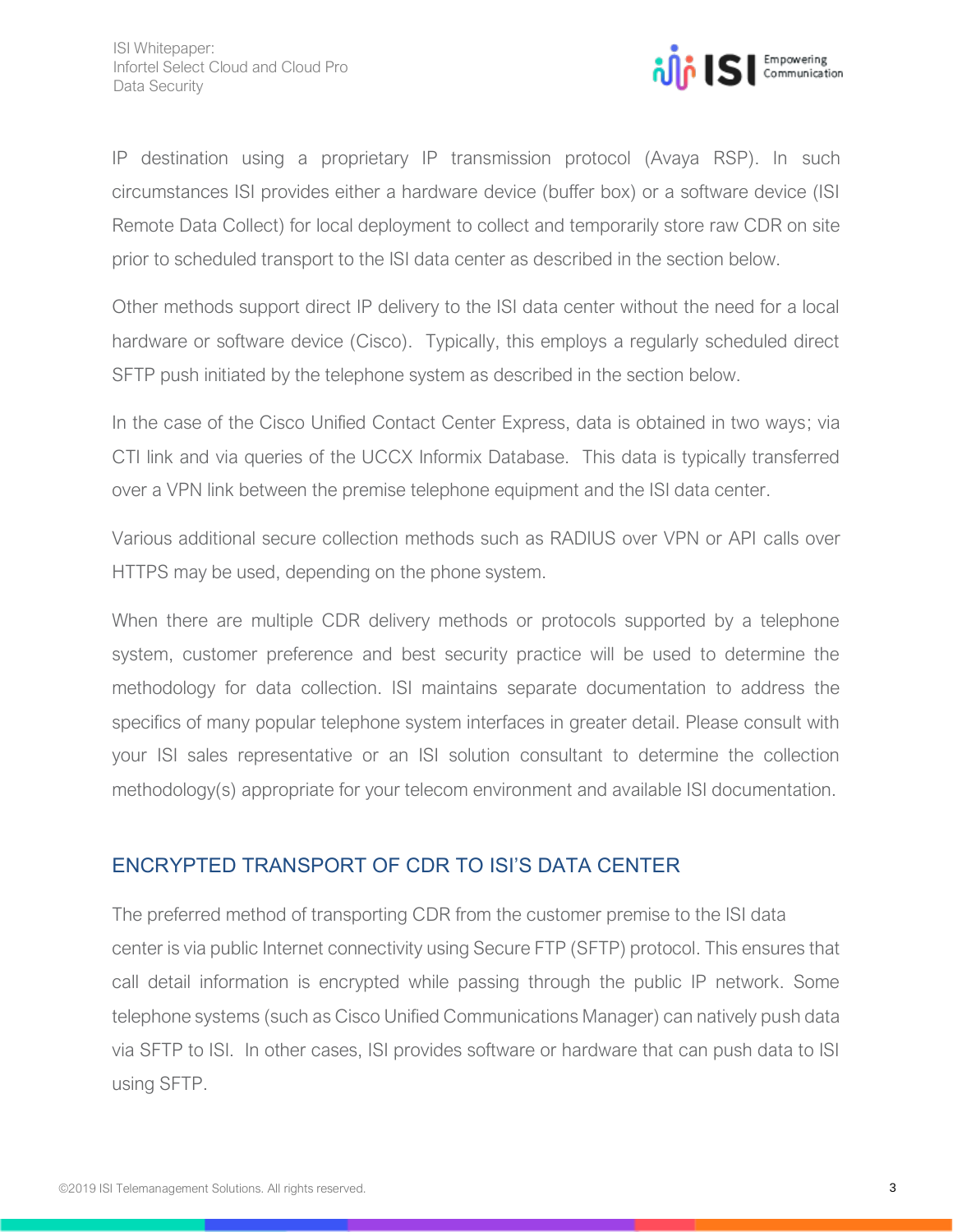IP destination using a proprietary IP transmission protocol (Avaya RSP). In such circumstances ISI provides either a hardware device (buffer box) or a software device (ISI Remote Data Collect) for local deployment to collect and temporarily store raw CDR on site prior to scheduled transport to the ISI data center as described in the section below.

Other methods support direct IP delivery to the ISI data center without the need for a local hardware or software device (Cisco). Typically, this employs a regularly scheduled direct SFTP push initiated by the telephone system as described in the section below.

In the case of the Cisco Unified Contact Center Express, data is obtained in two ways; via CTI link and via queries of the UCCX Informix Database. This data is typically transferred over a VPN link between the premise telephone equipment and the ISI data center.

Various additional secure collection methods such as RADIUS over VPN or API calls over HTTPS may be used, depending on the phone system.

When there are multiple CDR delivery methods or protocols supported by a telephone system, customer preference and best security practice will be used to determine the methodology for data collection. ISI maintains separate documentation to address the specifics of many popular telephone system interfaces in greater detail. Please consult with your ISI sales representative or an ISI solution consultant to determine the collection methodology(s) appropriate for your telecom environment and available ISI documentation.

## ENCRYPTED TRANSPORT OF CDR TO ISI'S DATA CENTER

The preferred method of transporting CDR from the customer premise to the ISI data center is via public Internet connectivity using Secure FTP (SFTP) protocol. This ensures that call detail information is encrypted while passing through the public IP network. Some telephone systems (such as Cisco Unified Communications Manager) can natively push data via SFTP to ISI. In other cases, ISI provides software or hardware that can push data to ISI using SFTP.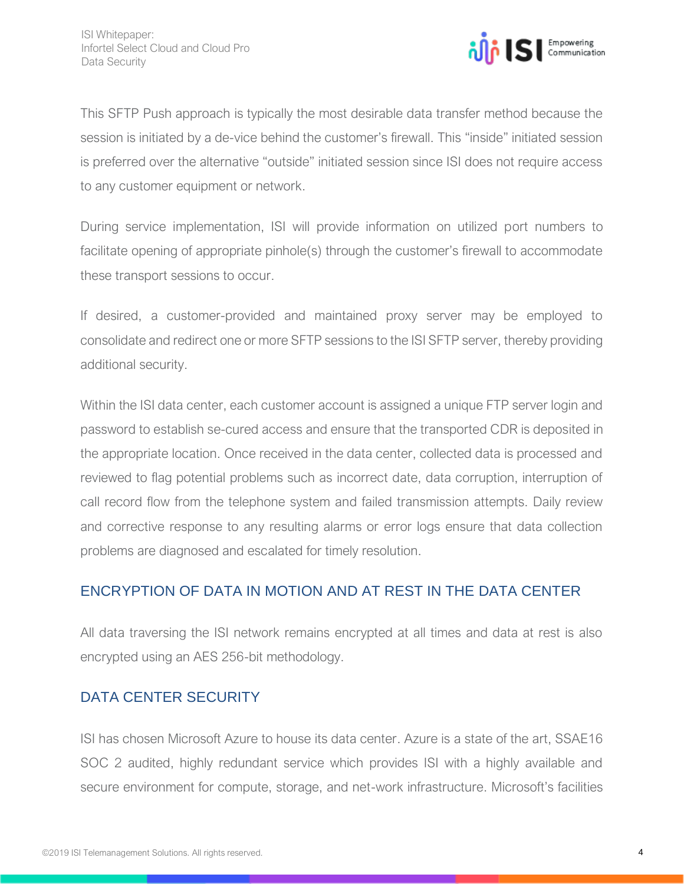This SFTP Push approach is typically the most desirable data transfer method because the session is initiated by a de-vice behind the customer's firewall. This "inside" initiated session is preferred over the alternative "outside" initiated session since ISI does not require access to any customer equipment or network.

During service implementation, ISI will provide information on utilized port numbers to facilitate opening of appropriate pinhole(s) through the customer's firewall to accommodate these transport sessions to occur.

If desired, a customer-provided and maintained proxy server may be employed to consolidate and redirect one or more SFTP sessions to the ISI SFTP server, thereby providing additional security.

Within the ISI data center, each customer account is assigned a unique FTP server login and password to establish se-cured access and ensure that the transported CDR is deposited in the appropriate location. Once received in the data center, collected data is processed and reviewed to flag potential problems such as incorrect date, data corruption, interruption of call record flow from the telephone system and failed transmission attempts. Daily review and corrective response to any resulting alarms or error logs ensure that data collection problems are diagnosed and escalated for timely resolution.

## ENCRYPTION OF DATA IN MOTION AND AT REST IN THE DATA CENTER

All data traversing the ISI network remains encrypted at all times and data at rest is also encrypted using an AES 256-bit methodology.

## DATA CENTER SECURITY

ISI has chosen Microsoft Azure to house its data center. Azure is a state of the art, SSAE16 SOC 2 audited, highly redundant service which provides ISI with a highly available and secure environment for compute, storage, and net-work infrastructure. Microsoft's facilities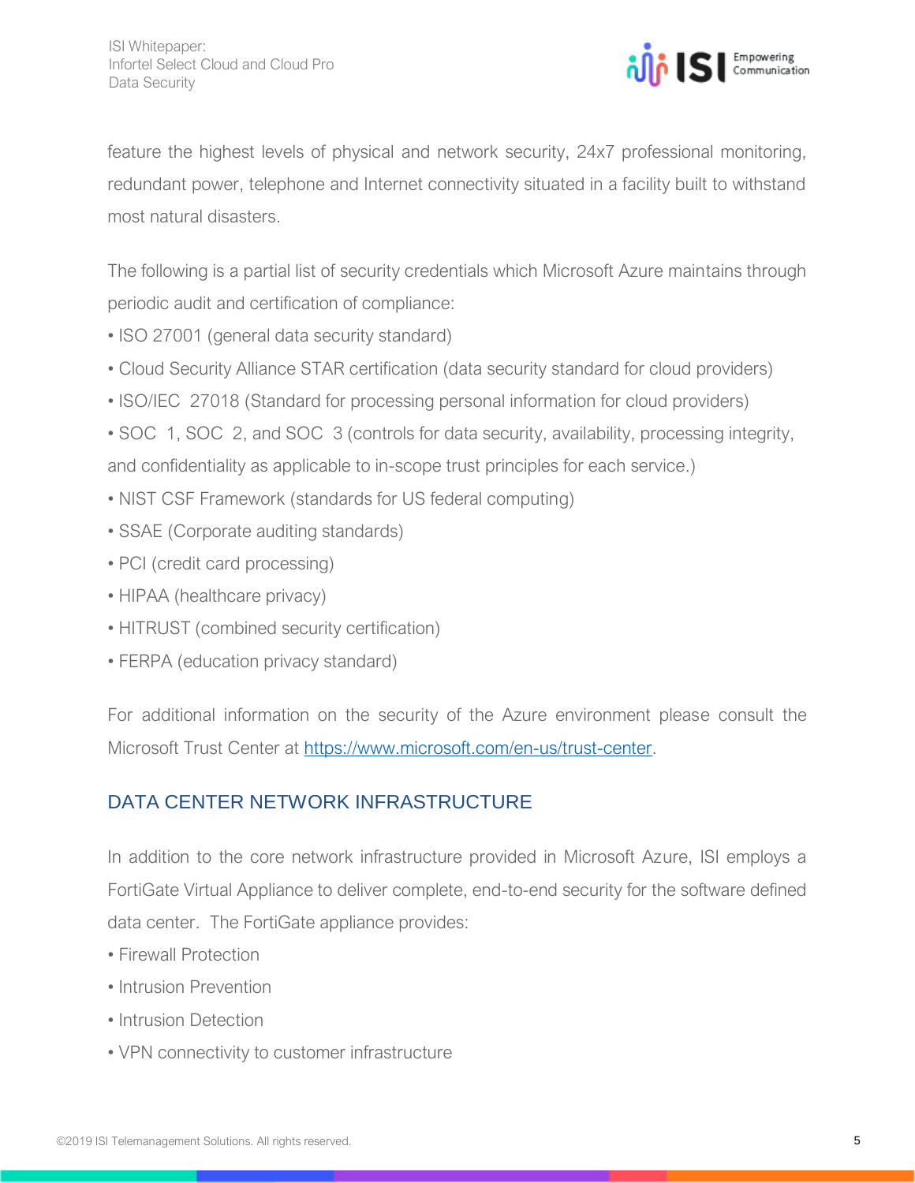feature the highest levels of physical and network security, 24x7 professional monitoring, redundant power, telephone and Internet connectivity situated in a facility built to withstand most natural disasters.

The following is a partial list of security credentials which Microsoft Azure maintains through periodic audit and certification of compliance:

- ISO 27001 (general data security standard)
- Cloud Security Alliance STAR certification (data security standard for cloud providers)
- ISO/IEC 27018 (Standard for processing personal information for cloud providers)
- SOC 1, SOC 2, and SOC 3 (controls for data security, availability, processing integrity, and confidentiality as applicable to in-scope trust principles for each service.)
- NIST CSF Framework (standards for US federal computing)
- SSAE (Corporate auditing standards)
- PCI (credit card processing)
- HIPAA (healthcare privacy)
- HITRUST (combined security certification)
- FERPA (education privacy standard)

For additional information on the security of the Azure environment please consult the Microsoft Trust Center at https://www.microsoft.com/en-us/trust-center.

## DATA CENTER NETWORK INFRASTRUCTURE

In addition to the core network infrastructure provided in Microsoft Azure, ISI employs a FortiGate Virtual Appliance to deliver complete, end-to-end security for the software defined data center. The FortiGate appliance provides:

- Firewall Protection
- Intrusion Prevention
- Intrusion Detection
- VPN connectivity to customer infrastructure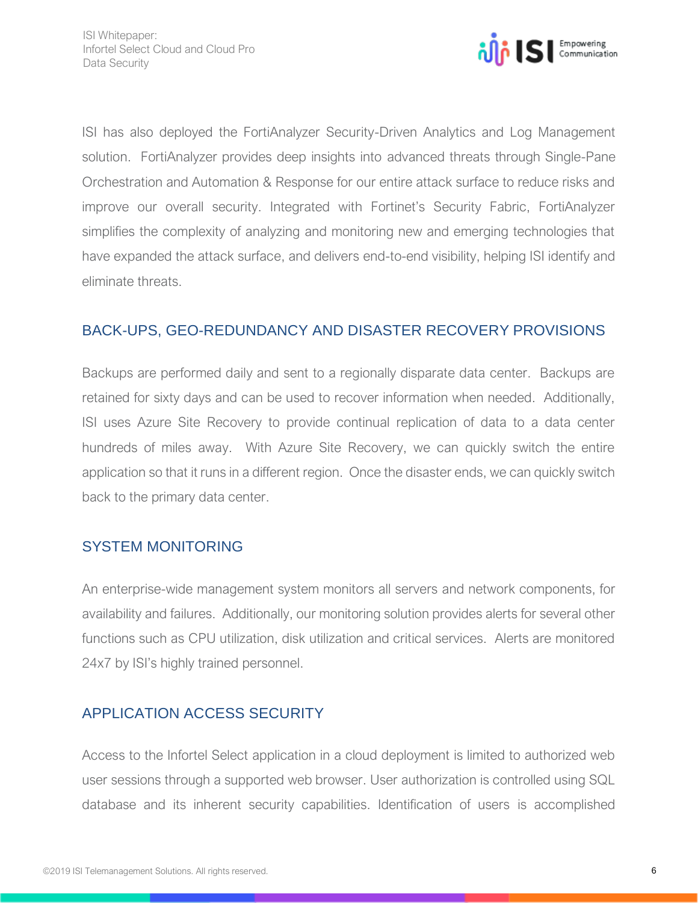ISI has also deployed the FortiAnalyzer Security-Driven Analytics and Log Management solution. FortiAnalyzer provides deep insights into advanced threats through Single-Pane Orchestration and Automation & Response for our entire attack surface to reduce risks and improve our overall security. Integrated with Fortinet's Security Fabric, FortiAnalyzer simplifies the complexity of analyzing and monitoring new and emerging technologies that have expanded the attack surface, and delivers end-to-end visibility, helping ISI identify and eliminate threats.

## BACK-UPS, GEO-REDUNDANCY AND DISASTER RECOVERY PROVISIONS

Backups are performed daily and sent to a regionally disparate data center. Backups are retained for sixty days and can be used to recover information when needed. Additionally, ISI uses Azure Site Recovery to provide continual replication of data to a data center hundreds of miles away. With Azure Site Recovery, we can quickly switch the entire application so that it runs in a different region. Once the disaster ends, we can quickly switch back to the primary data center.

## SYSTEM MONITORING

An enterprise-wide management system monitors all servers and network components, for availability and failures. Additionally, our monitoring solution provides alerts for several other functions such as CPU utilization, disk utilization and critical services. Alerts are monitored 24x7 by ISI's highly trained personnel.

## APPLICATION ACCESS SECURITY

Access to the Infortel Select application in a cloud deployment is limited to authorized web user sessions through a supported web browser. User authorization is controlled using SQL database and its inherent security capabilities. Identification of users is accomplished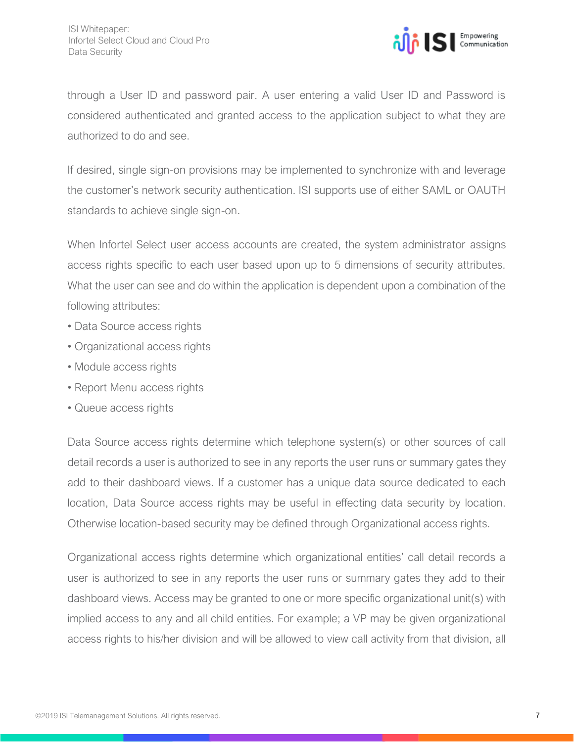through a User ID and password pair. A user entering a valid User ID and Password is considered authenticated and granted access to the application subject to what they are authorized to do and see.

If desired, single sign-on provisions may be implemented to synchronize with and leverage the customer's network security authentication. ISI supports use of either SAML or OAUTH standards to achieve single sign-on.

When Infortel Select user access accounts are created, the system administrator assigns access rights specific to each user based upon up to 5 dimensions of security attributes. What the user can see and do within the application is dependent upon a combination of the following attributes:

- Data Source access rights
- Organizational access rights
- Module access rights
- Report Menu access rights
- Queue access rights

Data Source access rights determine which telephone system(s) or other sources of call detail records a user is authorized to see in any reports the user runs or summary gates they add to their dashboard views. If a customer has a unique data source dedicated to each location, Data Source access rights may be useful in effecting data security by location. Otherwise location-based security may be defined through Organizational access rights.

Organizational access rights determine which organizational entities' call detail records a user is authorized to see in any reports the user runs or summary gates they add to their dashboard views. Access may be granted to one or more specific organizational unit(s) with implied access to any and all child entities. For example; a VP may be given organizational access rights to his/her division and will be allowed to view call activity from that division, all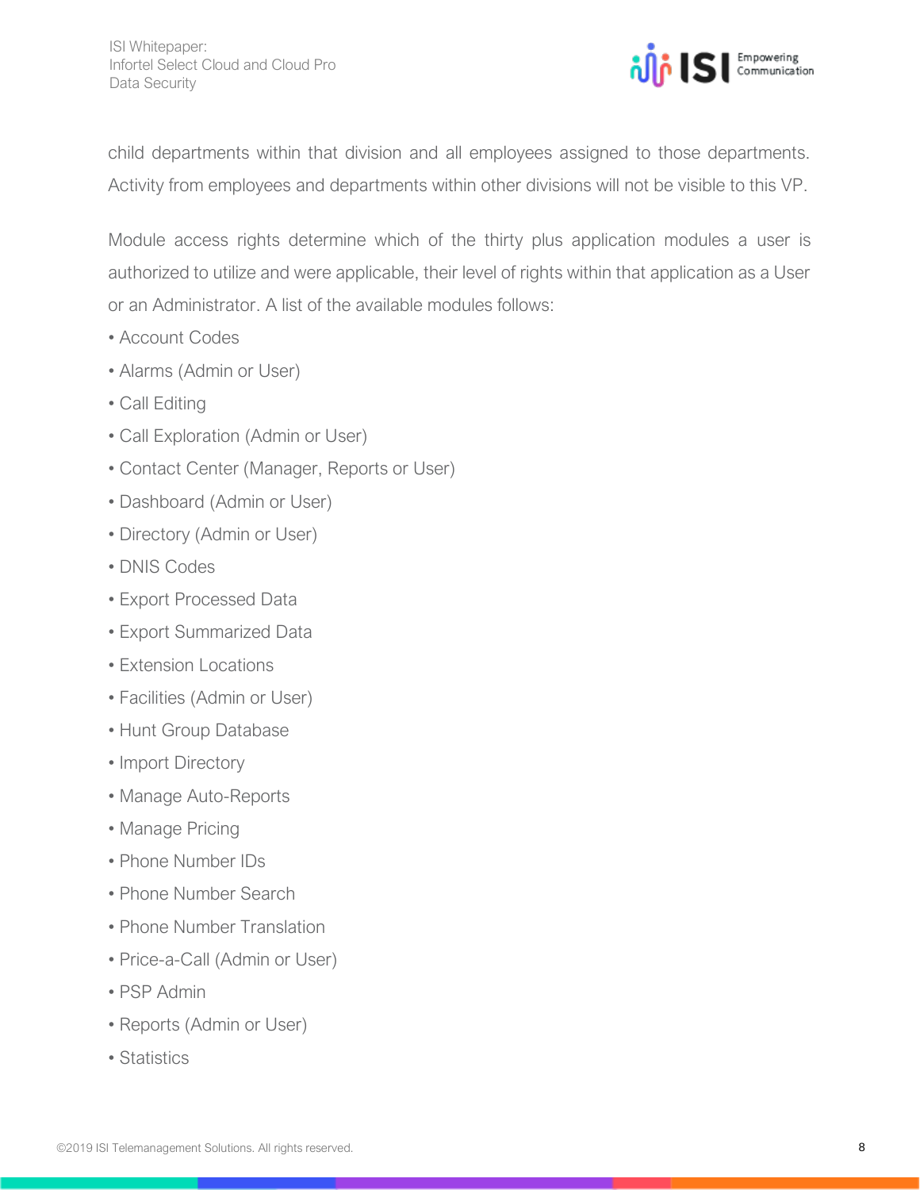child departments within that division and all employees assigned to those departments. Activity from employees and departments within other divisions will not be visible to this VP.

Module access rights determine which of the thirty plus application modules a user is authorized to utilize and were applicable, their level of rights within that application as a User or an Administrator. A list of the available modules follows:

- Account Codes
- Alarms (Admin or User)
- Call Editing
- Call Exploration (Admin or User)
- Contact Center (Manager, Reports or User)
- Dashboard (Admin or User)
- Directory (Admin or User)
- DNIS Codes
- Export Processed Data
- Export Summarized Data
- Extension Locations
- Facilities (Admin or User)
- Hunt Group Database
- Import Directory
- Manage Auto-Reports
- Manage Pricing
- Phone Number IDs
- Phone Number Search
- Phone Number Translation
- Price-a-Call (Admin or User)
- PSP Admin
- Reports (Admin or User)
- Statistics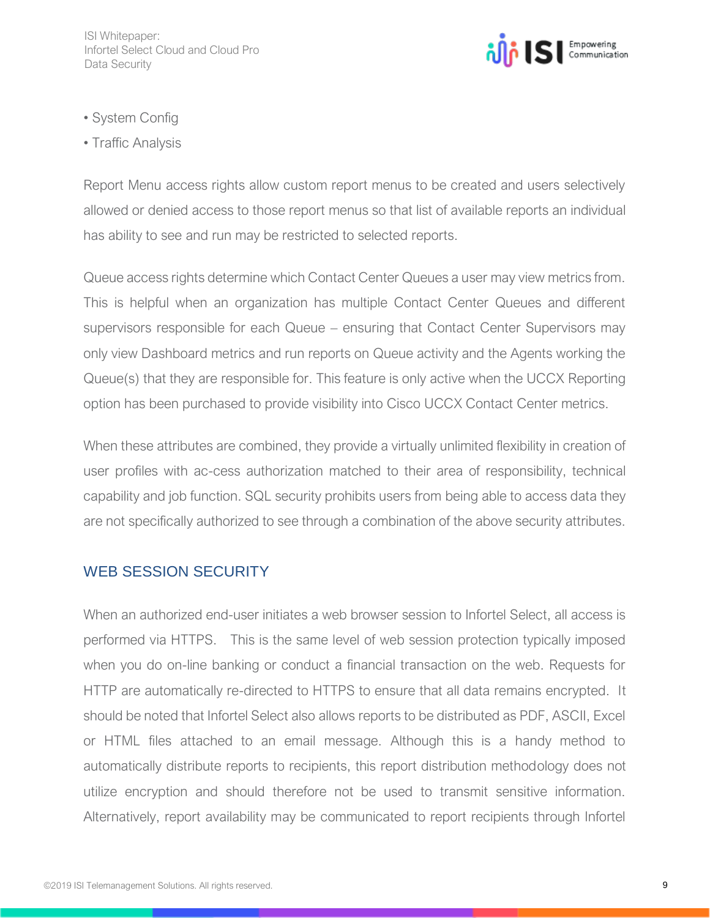- System Config
- Traffic Analysis

Report Menu access rights allow custom report menus to be created and users selectively allowed or denied access to those report menus so that list of available reports an individual has ability to see and run may be restricted to selected reports.

Queue access rights determine which Contact Center Queues a user may view metrics from. This is helpful when an organization has multiple Contact Center Queues and different supervisors responsible for each Queue – ensuring that Contact Center Supervisors may only view Dashboard metrics and run reports on Queue activity and the Agents working the Queue(s) that they are responsible for. This feature is only active when the UCCX Reporting option has been purchased to provide visibility into Cisco UCCX Contact Center metrics.

When these attributes are combined, they provide a virtually unlimited flexibility in creation of user profiles with ac-cess authorization matched to their area of responsibility, technical capability and job function. SQL security prohibits users from being able to access data they are not specifically authorized to see through a combination of the above security attributes.

## WEB SESSION SECURITY

When an authorized end-user initiates a web browser session to Infortel Select, all access is performed via HTTPS. This is the same level of web session protection typically imposed when you do on-line banking or conduct a financial transaction on the web. Requests for HTTP are automatically re-directed to HTTPS to ensure that all data remains encrypted. It should be noted that Infortel Select also allows reports to be distributed as PDF, ASCII, Excel or HTML files attached to an email message. Although this is a handy method to automatically distribute reports to recipients, this report distribution methodology does not utilize encryption and should therefore not be used to transmit sensitive information. Alternatively, report availability may be communicated to report recipients through Infortel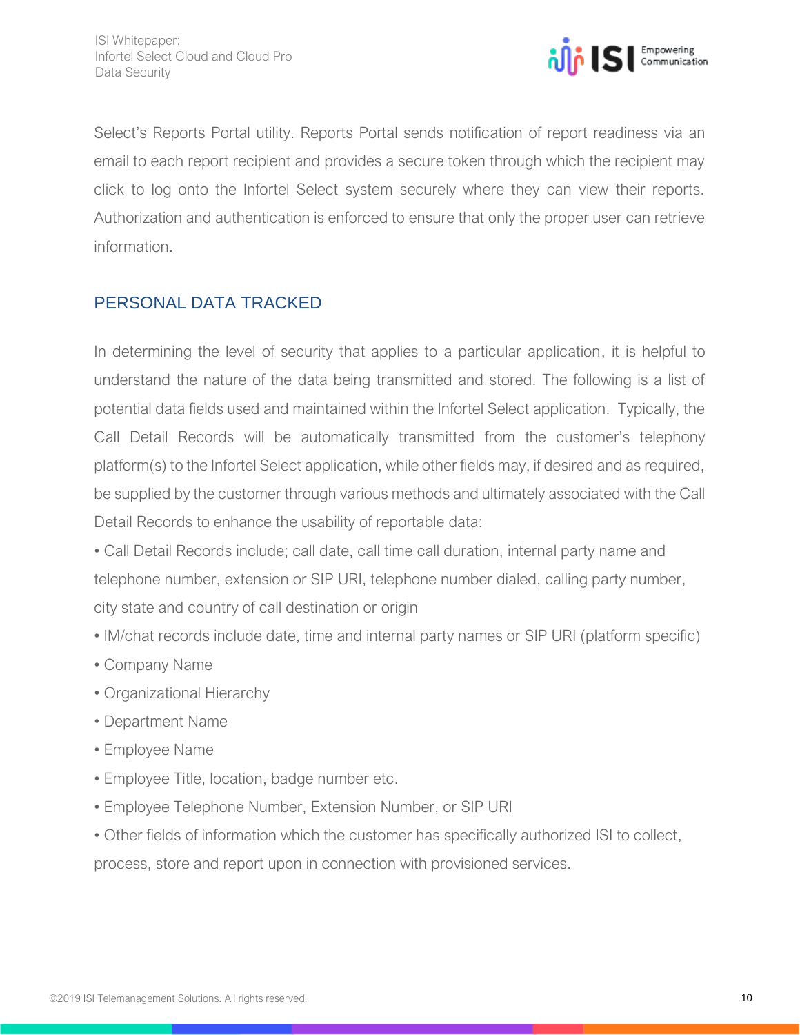Select's Reports Portal utility. Reports Portal sends notification of report readiness via an email to each report recipient and provides a secure token through which the recipient may click to log onto the Infortel Select system securely where they can view their reports. Authorization and authentication is enforced to ensure that only the proper user can retrieve information.

## PERSONAL DATA TRACKED

In determining the level of security that applies to a particular application, it is helpful to understand the nature of the data being transmitted and stored. The following is a list of potential data fields used and maintained within the Infortel Select application. Typically, the Call Detail Records will be automatically transmitted from the customer's telephony platform(s) to the Infortel Select application, while other fields may, if desired and as required, be supplied by the customer through various methods and ultimately associated with the Call Detail Records to enhance the usability of reportable data:

- Call Detail Records include; call date, call time call duration, internal party name and telephone number, extension or SIP URI, telephone number dialed, calling party number, city state and country of call destination or origin
- IM/chat records include date, time and internal party names or SIP URI (platform specific)
- Company Name
- Organizational Hierarchy
- Department Name
- Employee Name
- Employee Title, location, badge number etc.
- Employee Telephone Number, Extension Number, or SIP URI
- Other fields of information which the customer has specifically authorized ISI to collect, process, store and report upon in connection with provisioned services.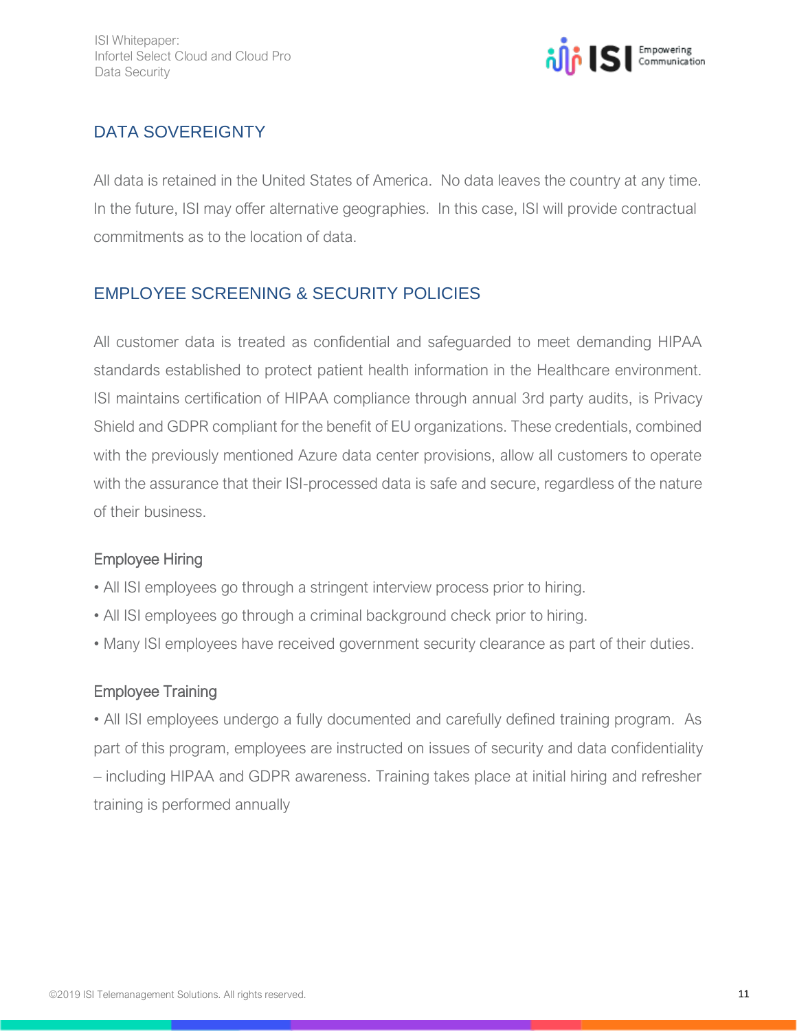## DATA SOVEREIGNTY

All data is retained in the United States of America. No data leaves the country at any time. In the future, ISI may offer alternative geographies. In this case, ISI will provide contractual commitments as to the location of data.

## EMPLOYEE SCREENING & SECURITY POLICIES

All customer data is treated as confidential and safeguarded to meet demanding HIPAA standards established to protect patient health information in the Healthcare environment. ISI maintains certification of HIPAA compliance through annual 3rd party audits, is Privacy Shield and GDPR compliant for the benefit of EU organizations. These credentials, combined with the previously mentioned Azure data center provisions, allow all customers to operate with the assurance that their ISI-processed data is safe and secure, regardless of the nature of their business.

### Employee Hiring

- All ISI employees go through a stringent interview process prior to hiring.
- All ISI employees go through a criminal background check prior to hiring.
- Many ISI employees have received government security clearance as part of their duties.

### Employee Training

- All ISI employees undergo a fully documented and carefully defined training program. As part of this program, employees are instructed on issues of security and data confidentiality – including HIPAA and GDPR awareness. Training takes place at initial hiring and refresher training is performed annually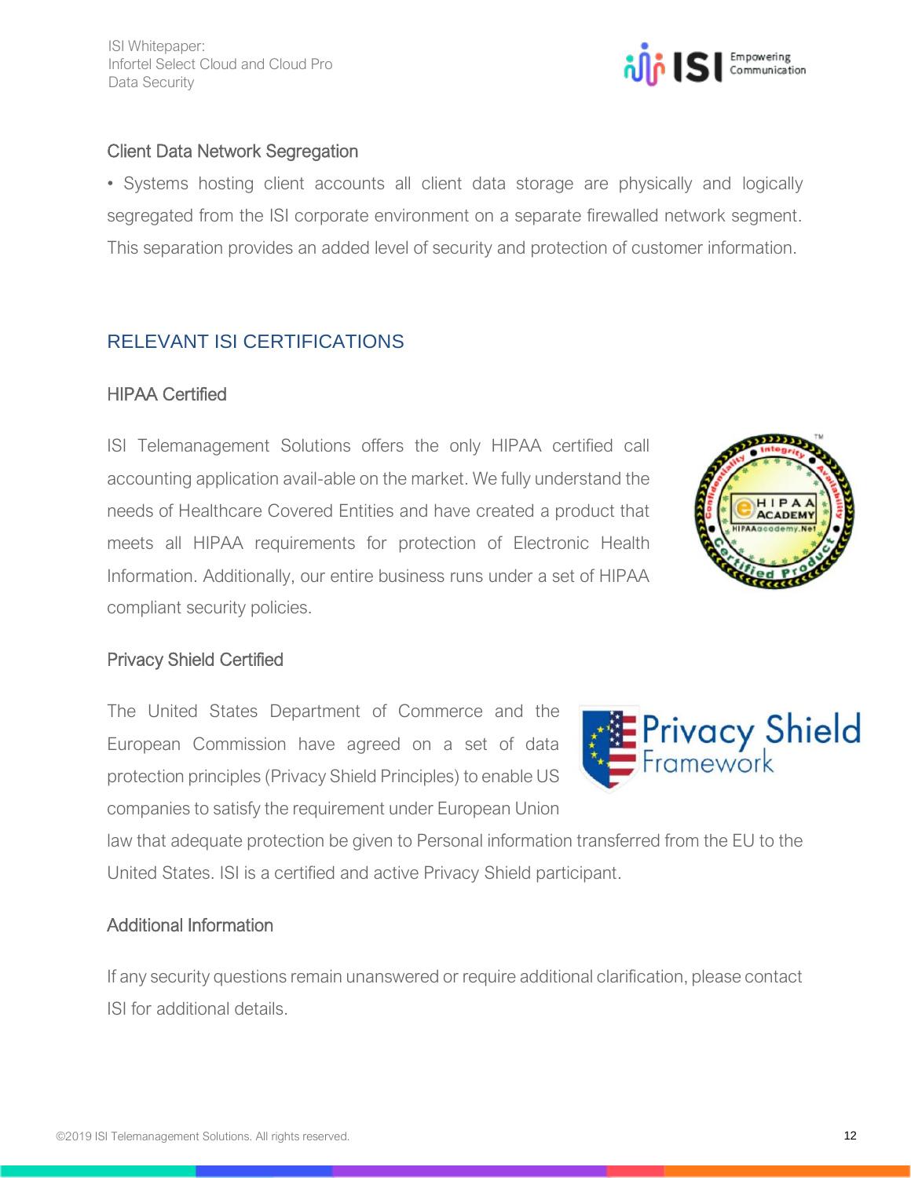### Client Data Network Segregation

• Systems hosting client accounts all client data storage are physically and logically segregated from the ISI corporate environment on a separate firewalled network segment. This separation provides an added level of security and protection of customer information.

## RELEVANT ISI CERTIFICATIONS

### HIPAA Certified

ISI Telemanagement Solutions offers the only HIPAA certified call accounting application avail-able on the market. We fully understand the needs of Healthcare Covered Entities and have created a product that meets all HIPAA requirements for protection of Electronic Health Information. Additionally, our entire business runs under a set of HIPAA compliant security policies.

### Privacy Shield Certified

The United States Department of Commerce and the European Commission have agreed on a set of data protection principles (Privacy Shield Principles) to enable US companies to satisfy the requirement under European Union law that adequate protection be given to Personal information transferred from the EU to the United States. ISI is a certified and active Privacy Shield participant.

### Additional Information

If any security questions remain unanswered or require additional clarification, please contact ISI for additional details.